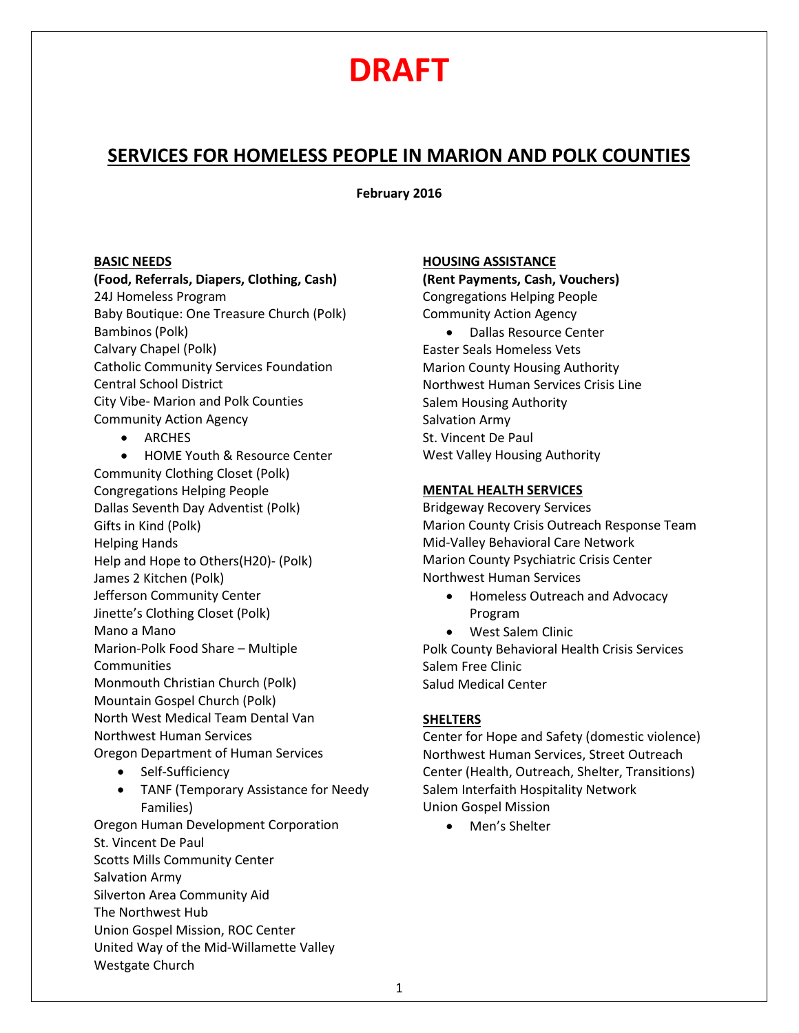# DRAFT

## SERVICES FOR HOMELESS PEOPLE IN MARION AND POLK COUNTIES

**February 2016**

### BASIC NEEDS

**(Food, Referrals, Diapers, Clothing, Cash)**

24J Homeless Program
Baby Boutique: One Treasure Church (Polk)
Bambinos (Polk)
Calvary Chapel (Polk)
Catholic Community Services Foundation
Central School District
City Vibe- Marion and Polk Counties
Community Action Agency

- ARCHES
- HOME Youth & Resource Center

Community Clothing Closet (Polk)
Congregations Helping People
Dallas Seventh Day Adventist (Polk)
Gifts in Kind (Polk)
Helping Hands
Help and Hope to Others(H20)- (Polk)
James 2 Kitchen (Polk)
Jefferson Community Center
Jinette's Clothing Closet (Polk)
Mano a Mano
Marion-Polk Food Share – Multiple Communities
Monmouth Christian Church (Polk)
Mountain Gospel Church (Polk)
North West Medical Team Dental Van
Northwest Human Services
Oregon Department of Human Services

- Self-Sufficiency
- TANF (Temporary Assistance for Needy Families)

Oregon Human Development Corporation
St. Vincent De Paul
Scotts Mills Community Center
Salvation Army
Silverton Area Community Aid
The Northwest Hub
Union Gospel Mission, ROC Center
United Way of the Mid-Willamette Valley
Westgate Church

### HOUSING ASSISTANCE

**(Rent Payments, Cash, Vouchers)**

Congregations Helping People
Community Action Agency

- Dallas Resource Center

Easter Seals Homeless Vets
Marion County Housing Authority
Northwest Human Services Crisis Line
Salem Housing Authority
Salvation Army
St. Vincent De Paul
West Valley Housing Authority

### MENTAL HEALTH SERVICES

Bridgeway Recovery Services
Marion County Crisis Outreach Response Team
Mid-Valley Behavioral Care Network
Marion County Psychiatric Crisis Center
Northwest Human Services

- Homeless Outreach and Advocacy Program
- West Salem Clinic

Polk County Behavioral Health Crisis Services
Salem Free Clinic
Salud Medical Center

### SHELTERS

Center for Hope and Safety (domestic violence)
Northwest Human Services, Street Outreach Center (Health, Outreach, Shelter, Transitions)
Salem Interfaith Hospitality Network
Union Gospel Mission

- Men's Shelter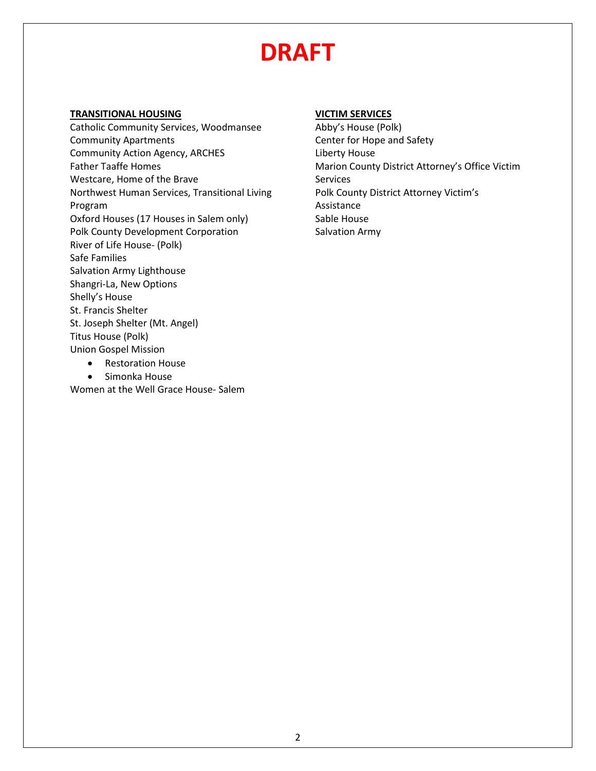# DRAFT

**TRANSITIONAL HOUSING**

Catholic Community Services, Woodmansee
Community Apartments
Community Action Agency, ARCHES
Father Taaffe Homes
Westcare, Home of the Brave
Northwest Human Services, Transitional Living Program
Oxford Houses (17 Houses in Salem only)
Polk County Development Corporation
River of Life House- (Polk)
Safe Families
Salvation Army Lighthouse
Shangri-La, New Options
Shelly's House
St. Francis Shelter
St. Joseph Shelter (Mt. Angel)
Titus House (Polk)
Union Gospel Mission

- Restoration House
- Simonka House

Women at the Well Grace House- Salem

**VICTIM SERVICES**

Abby's House (Polk)
Center for Hope and Safety
Liberty House
Marion County District Attorney's Office Victim Services
Polk County District Attorney Victim's Assistance
Sable House
Salvation Army